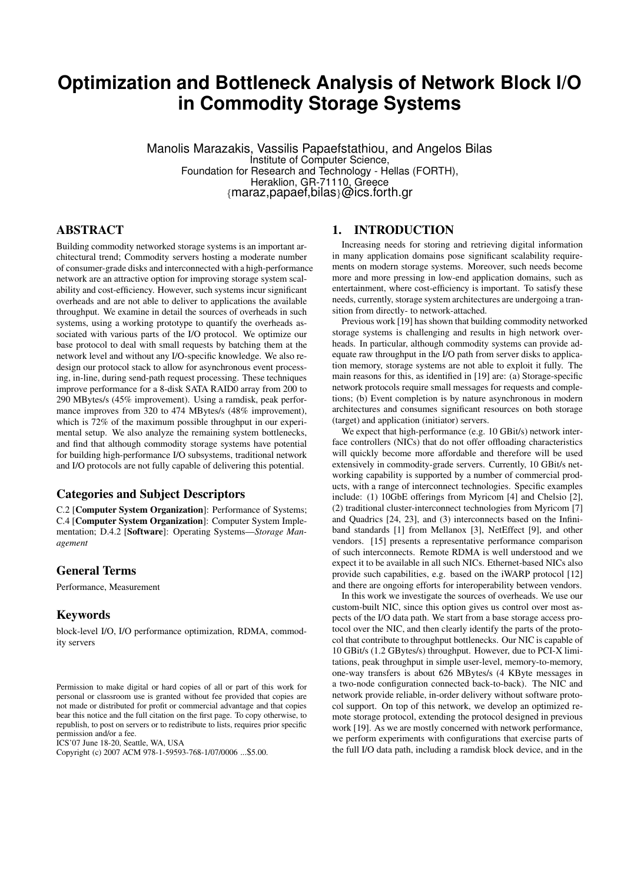# Optimization and Bottleneck Analysis of Network Block I/O in Commodity Storage Systems

Manolis Marazakis, Vassilis Papaefstathiou, and Angelos Bilas
Institute of Computer Science,
Foundation for Research and Technology - Hellas (FORTH),
Heraklion, GR-71110, Greece
{maraz,papaef,bilas}@ics.forth.gr

## ABSTRACT

Building commodity networked storage systems is an important architectural trend; Commodity servers hosting a moderate number of consumer-grade disks and interconnected with a high-performance network are an attractive option for improving storage system scalability and cost-efficiency. However, such systems incur significant overheads and are not able to deliver to applications the available throughput. We examine in detail the sources of overheads in such systems, using a working prototype to quantify the overheads associated with various parts of the I/O protocol. We optimize our base protocol to deal with small requests by batching them at the network level and without any I/O-specific knowledge. We also redesign our protocol stack to allow for asynchronous event processing, in-line, during send-path request processing. These techniques improve performance for a 8-disk SATA RAID0 array from 200 to 290 MBytes/s (45% improvement). Using a ramdisk, peak performance improves from 320 to 474 MBytes/s (48% improvement), which is 72% of the maximum possible throughput in our experimental setup. We also analyze the remaining system bottlenecks, and find that although commodity storage systems have potential for building high-performance I/O subsystems, traditional network and I/O protocols are not fully capable of delivering this potential.

### Categories and Subject Descriptors

C.2 [**Computer System Organization**]: Performance of Systems; C.4 [**Computer System Organization**]: Computer System Implementation; D.4.2 [**Software**]: Operating Systems—*Storage Management*

### General Terms

Performance, Measurement

### Keywords

block-level I/O, I/O performance optimization, RDMA, commodity servers

Permission to make digital or hard copies of all or part of this work for personal or classroom use is granted without fee provided that copies are not made or distributed for profit or commercial advantage and that copies bear this notice and the full citation on the first page. To copy otherwise, to republish, to post on servers or to redistribute to lists, requires prior specific permission and/or a fee.
ICS'07 June 18-20, Seattle, WA, USA
Copyright (c) 2007 ACM 978-1-59593-768-1/07/0006 ...$5.00.

## 1. INTRODUCTION

Increasing needs for storing and retrieving digital information in many application domains pose significant scalability requirements on modern storage systems. Moreover, such needs become more and more pressing in low-end application domains, such as entertainment, where cost-efficiency is important. To satisfy these needs, currently, storage system architectures are undergoing a transition from directly- to network-attached.

Previous work [19] has shown that building commodity networked storage systems is challenging and results in high network overheads. In particular, although commodity systems can provide adequate raw throughput in the I/O path from server disks to application memory, storage systems are not able to exploit it fully. The main reasons for this, as identified in [19] are: (a) Storage-specific network protocols require small messages for requests and completions; (b) Event completion is by nature asynchronous in modern architectures and consumes significant resources on both storage (target) and application (initiator) servers.

We expect that high-performance (e.g. 10 GBit/s) network interface controllers (NICs) that do not offer offloading characteristics will quickly become more affordable and therefore will be used extensively in commodity-grade servers. Currently, 10 GBit/s networking capability is supported by a number of commercial products, with a range of interconnect technologies. Specific examples include: (1) 10GbE offerings from Myricom [4] and Chelsio [2], (2) traditional cluster-interconnect technologies from Myricom [7] and Quadrics [24, 23], and (3) interconnects based on the Infiniband standards [1] from Mellanox [3], NetEffect [9], and other vendors. [15] presents a representative performance comparison of such interconnects. Remote RDMA is well understood and we expect it to be available in all such NICs. Ethernet-based NICs also provide such capabilities, e.g. based on the iWARP protocol [12] and there are ongoing efforts for interoperability between vendors.

In this work we investigate the sources of overheads. We use our custom-built NIC, since this option gives us control over most aspects of the I/O data path. We start from a base storage access protocol over the NIC, and then clearly identify the parts of the protocol that contribute to throughput bottlenecks. Our NIC is capable of 10 GBit/s (1.2 GBytes/s) throughput. However, due to PCI-X limitations, peak throughput in simple user-level, memory-to-memory, one-way transfers is about 626 MBytes/s (4 KByte messages in a two-node configuration connected back-to-back). The NIC and network provide reliable, in-order delivery without software protocol support. On top of this network, we develop an optimized remote storage protocol, extending the protocol designed in previous work [19]. As we are mostly concerned with network performance, we perform experiments with configurations that exercise parts of the full I/O data path, including a ramdisk block device, and in the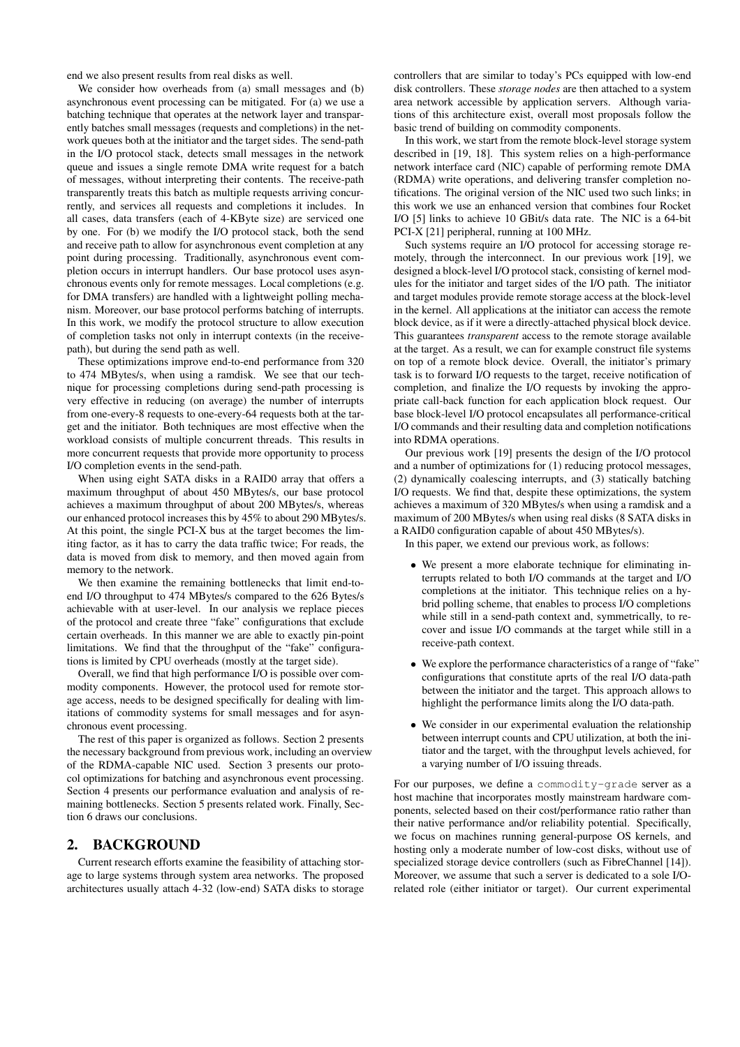end we also present results from real disks as well.

We consider how overheads from (a) small messages and (b) asynchronous event processing can be mitigated. For (a) we use a batching technique that operates at the network layer and transparently batches small messages (requests and completions) in the network queues both at the initiator and the target sides. The send-path in the I/O protocol stack, detects small messages in the network queue and issues a single remote DMA write request for a batch of messages, without interpreting their contents. The receive-path transparently treats this batch as multiple requests arriving concurrently, and services all requests and completions it includes. In all cases, data transfers (each of 4-KByte size) are serviced one by one. For (b) we modify the I/O protocol stack, both the send and receive path to allow for asynchronous event completion at any point during processing. Traditionally, asynchronous event completion occurs in interrupt handlers. Our base protocol uses asynchronous events only for remote messages. Local completions (e.g. for DMA transfers) are handled with a lightweight polling mechanism. Moreover, our base protocol performs batching of interrupts. In this work, we modify the protocol structure to allow execution of completion tasks not only in interrupt contexts (in the receive-path), but during the send path as well.

These optimizations improve end-to-end performance from 320 to 474 MBytes/s, when using a ramdisk. We see that our technique for processing completions during send-path processing is very effective in reducing (on average) the number of interrupts from one-every-8 requests to one-every-64 requests both at the target and the initiator. Both techniques are most effective when the workload consists of multiple concurrent threads. This results in more concurrent requests that provide more opportunity to process I/O completion events in the send-path.

When using eight SATA disks in a RAID0 array that offers a maximum throughput of about 450 MBytes/s, our base protocol achieves a maximum throughput of about 200 MBytes/s, whereas our enhanced protocol increases this by 45% to about 290 MBytes/s. At this point, the single PCI-X bus at the target becomes the limiting factor, as it has to carry the data traffic twice; For reads, the data is moved from disk to memory, and then moved again from memory to the network.

We then examine the remaining bottlenecks that limit end-to-end I/O throughput to 474 MBytes/s compared to the 626 Bytes/s achievable with at user-level. In our analysis we replace pieces of the protocol and create three "fake" configurations that exclude certain overheads. In this manner we are able to exactly pin-point limitations. We find that the throughput of the "fake" configurations is limited by CPU overheads (mostly at the target side).

Overall, we find that high performance I/O is possible over commodity components. However, the protocol used for remote storage access, needs to be designed specifically for dealing with limitations of commodity systems for small messages and for asynchronous event processing.

The rest of this paper is organized as follows. Section 2 presents the necessary background from previous work, including an overview of the RDMA-capable NIC used. Section 3 presents our protocol optimizations for batching and asynchronous event processing. Section 4 presents our performance evaluation and analysis of remaining bottlenecks. Section 5 presents related work. Finally, Section 6 draws our conclusions.

## 2. BACKGROUND

Current research efforts examine the feasibility of attaching storage to large systems through system area networks. The proposed architectures usually attach 4-32 (low-end) SATA disks to storage controllers that are similar to today's PCs equipped with low-end disk controllers. These *storage nodes* are then attached to a system area network accessible by application servers. Although variations of this architecture exist, overall most proposals follow the basic trend of building on commodity components.

In this work, we start from the remote block-level storage system described in [19, 18]. This system relies on a high-performance network interface card (NIC) capable of performing remote DMA (RDMA) write operations, and delivering transfer completion notifications. The original version of the NIC used two such links; in this work we use an enhanced version that combines four Rocket I/O [5] links to achieve 10 GBit/s data rate. The NIC is a 64-bit PCI-X [21] peripheral, running at 100 MHz.

Such systems require an I/O protocol for accessing storage remotely, through the interconnect. In our previous work [19], we designed a block-level I/O protocol stack, consisting of kernel modules for the initiator and target sides of the I/O path. The initiator and target modules provide remote storage access at the block-level in the kernel. All applications at the initiator can access the remote block device, as if it were a directly-attached physical block device. This guarantees *transparent* access to the remote storage available at the target. As a result, we can for example construct file systems on top of a remote block device. Overall, the initiator's primary task is to forward I/O requests to the target, receive notification of completion, and finalize the I/O requests by invoking the appropriate call-back function for each application block request. Our base block-level I/O protocol encapsulates all performance-critical I/O commands and their resulting data and completion notifications into RDMA operations.

Our previous work [19] presents the design of the I/O protocol and a number of optimizations for (1) reducing protocol messages, (2) dynamically coalescing interrupts, and (3) statically batching I/O requests. We find that, despite these optimizations, the system achieves a maximum of 320 MBytes/s when using a ramdisk and a maximum of 200 MBytes/s when using real disks (8 SATA disks in a RAID0 configuration capable of about 450 MBytes/s).

In this paper, we extend our previous work, as follows:

- We present a more elaborate technique for eliminating interrupts related to both I/O commands at the target and I/O completions at the initiator. This technique relies on a hybrid polling scheme, that enables to process I/O completions while still in a send-path context and, symmetrically, to recover and issue I/O commands at the target while still in a receive-path context.
- We explore the performance characteristics of a range of "fake" configurations that constitute aprts of the real I/O data-path between the initiator and the target. This approach allows to highlight the performance limits along the I/O data-path.
- We consider in our experimental evaluation the relationship between interrupt counts and CPU utilization, at both the initiator and the target, with the throughput levels achieved, for a varying number of I/O issuing threads.

For our purposes, we define a `commodity-grade` server as a host machine that incorporates mostly mainstream hardware components, selected based on their cost/performance ratio rather than their native performance and/or reliability potential. Specifically, we focus on machines running general-purpose OS kernels, and hosting only a moderate number of low-cost disks, without use of specialized storage device controllers (such as FibreChannel [14]). Moreover, we assume that such a server is dedicated to a sole I/O-related role (either initiator or target). Our current experimental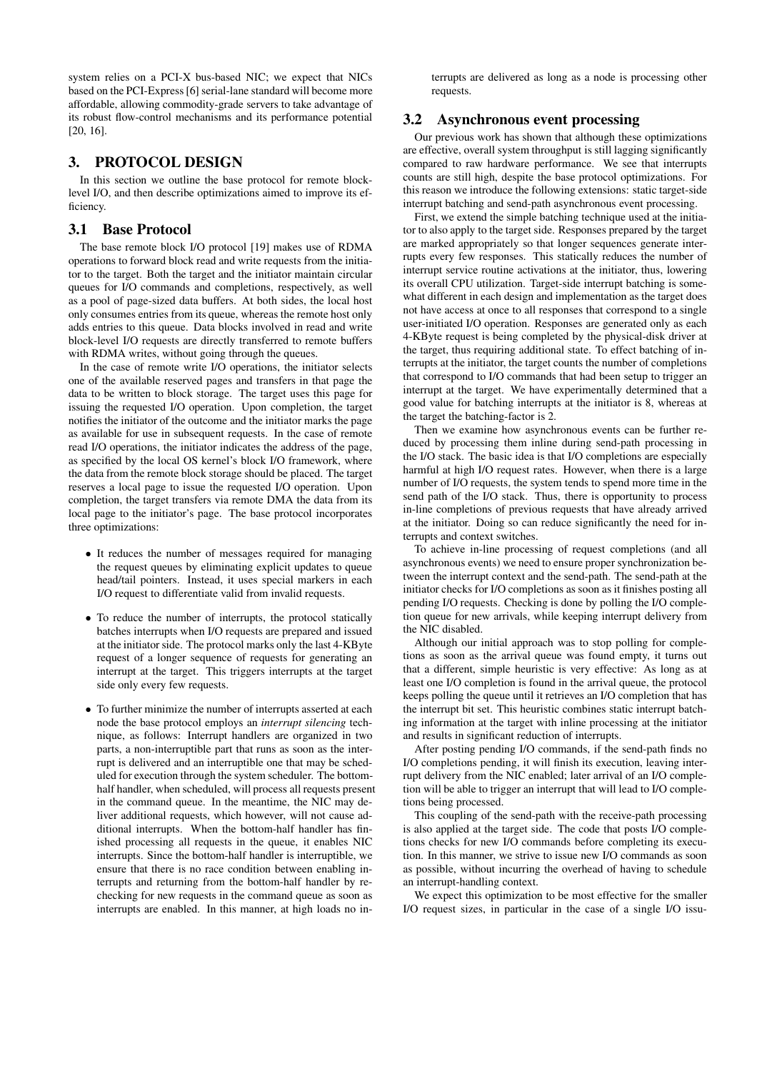system relies on a PCI-X bus-based NIC; we expect that NICs based on the PCI-Express [6] serial-lane standard will become more affordable, allowing commodity-grade servers to take advantage of its robust flow-control mechanisms and its performance potential [20, 16].

## 3. PROTOCOL DESIGN

In this section we outline the base protocol for remote block-level I/O, and then describe optimizations aimed to improve its efficiency.

### 3.1 Base Protocol

The base remote block I/O protocol [19] makes use of RDMA operations to forward block read and write requests from the initiator to the target. Both the target and the initiator maintain circular queues for I/O commands and completions, respectively, as well as a pool of page-sized data buffers. At both sides, the local host only consumes entries from its queue, whereas the remote host only adds entries to this queue. Data blocks involved in read and write block-level I/O requests are directly transferred to remote buffers with RDMA writes, without going through the queues.

In the case of remote write I/O operations, the initiator selects one of the available reserved pages and transfers in that page the data to be written to block storage. The target uses this page for issuing the requested I/O operation. Upon completion, the target notifies the initiator of the outcome and the initiator marks the page as available for use in subsequent requests. In the case of remote read I/O operations, the initiator indicates the address of the page, as specified by the local OS kernel's block I/O framework, where the data from the remote block storage should be placed. The target reserves a local page to issue the requested I/O operation. Upon completion, the target transfers via remote DMA the data from its local page to the initiator's page. The base protocol incorporates three optimizations:

- It reduces the number of messages required for managing the request queues by eliminating explicit updates to queue head/tail pointers. Instead, it uses special markers in each I/O request to differentiate valid from invalid requests.
- To reduce the number of interrupts, the protocol statically batches interrupts when I/O requests are prepared and issued at the initiator side. The protocol marks only the last 4-KByte request of a longer sequence of requests for generating an interrupt at the target. This triggers interrupts at the target side only every few requests.
- To further minimize the number of interrupts asserted at each node the base protocol employs an *interrupt silencing* technique, as follows: Interrupt handlers are organized in two parts, a non-interruptible part that runs as soon as the interrupt is delivered and an interruptible one that may be scheduled for execution through the system scheduler. The bottom-half handler, when scheduled, will process all requests present in the command queue. In the meantime, the NIC may deliver additional requests, which however, will not cause additional interrupts. When the bottom-half handler has finished processing all requests in the queue, it enables NIC interrupts. Since the bottom-half handler is interruptible, we ensure that there is no race condition between enabling interrupts and returning from the bottom-half handler by rechecking for new requests in the command queue as soon as interrupts are enabled. In this manner, at high loads no interrupts are delivered as long as a node is processing other requests.

### 3.2 Asynchronous event processing

Our previous work has shown that although these optimizations are effective, overall system throughput is still lagging significantly compared to raw hardware performance. We see that interrupts counts are still high, despite the base protocol optimizations. For this reason we introduce the following extensions: static target-side interrupt batching and send-path asynchronous event processing.

First, we extend the simple batching technique used at the initiator to also apply to the target side. Responses prepared by the target are marked appropriately so that longer sequences generate interrupts every few responses. This statically reduces the number of interrupt service routine activations at the initiator, thus, lowering its overall CPU utilization. Target-side interrupt batching is somewhat different in each design and implementation as the target does not have access at once to all responses that correspond to a single user-initiated I/O operation. Responses are generated only as each 4-KByte request is being completed by the physical-disk driver at the target, thus requiring additional state. To effect batching of interrupts at the initiator, the target counts the number of completions that correspond to I/O commands that had been setup to trigger an interrupt at the target. We have experimentally determined that a good value for batching interrupts at the initiator is 8, whereas at the target the batching-factor is 2.

Then we examine how asynchronous events can be further reduced by processing them inline during send-path processing in the I/O stack. The basic idea is that I/O completions are especially harmful at high I/O request rates. However, when there is a large number of I/O requests, the system tends to spend more time in the send path of the I/O stack. Thus, there is opportunity to process in-line completions of previous requests that have already arrived at the initiator. Doing so can reduce significantly the need for interrupts and context switches.

To achieve in-line processing of request completions (and all asynchronous events) we need to ensure proper synchronization between the interrupt context and the send-path. The send-path at the initiator checks for I/O completions as soon as it finishes posting all pending I/O requests. Checking is done by polling the I/O completion queue for new arrivals, while keeping interrupt delivery from the NIC disabled.

Although our initial approach was to stop polling for completions as soon as the arrival queue was found empty, it turns out that a different, simple heuristic is very effective: As long as at least one I/O completion is found in the arrival queue, the protocol keeps polling the queue until it retrieves an I/O completion that has the interrupt bit set. This heuristic combines static interrupt batching information at the target with inline processing at the initiator and results in significant reduction of interrupts.

After posting pending I/O commands, if the send-path finds no I/O completions pending, it will finish its execution, leaving interrupt delivery from the NIC enabled; later arrival of an I/O completion will be able to trigger an interrupt that will lead to I/O completions being processed.

This coupling of the send-path with the receive-path processing is also applied at the target side. The code that posts I/O completions checks for new I/O commands before completing its execution. In this manner, we strive to issue new I/O commands as soon as possible, without incurring the overhead of having to schedule an interrupt-handling context.

We expect this optimization to be most effective for the smaller I/O request sizes, in particular in the case of a single I/O issu-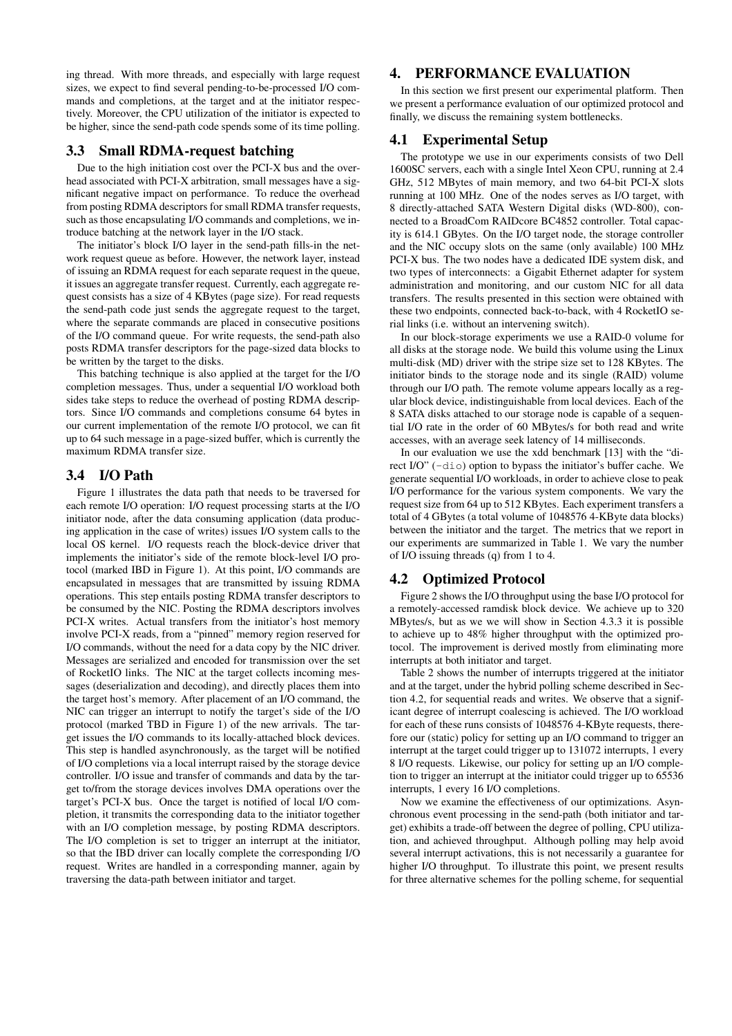ing thread. With more threads, and especially with large request sizes, we expect to find several pending-to-be-processed I/O commands and completions, at the target and at the initiator respectively. Moreover, the CPU utilization of the initiator is expected to be higher, since the send-path code spends some of its time polling.

## 3.3 Small RDMA-request batching

Due to the high initiation cost over the PCI-X bus and the overhead associated with PCI-X arbitration, small messages have a significant negative impact on performance. To reduce the overhead from posting RDMA descriptors for small RDMA transfer requests, such as those encapsulating I/O commands and completions, we introduce batching at the network layer in the I/O stack.

The initiator's block I/O layer in the send-path fills-in the network request queue as before. However, the network layer, instead of issuing an RDMA request for each separate request in the queue, it issues an aggregate transfer request. Currently, each aggregate request consists has a size of 4 KBytes (page size). For read requests the send-path code just sends the aggregate request to the target, where the separate commands are placed in consecutive positions of the I/O command queue. For write requests, the send-path also posts RDMA transfer descriptors for the page-sized data blocks to be written by the target to the disks.

This batching technique is also applied at the target for the I/O completion messages. Thus, under a sequential I/O workload both sides take steps to reduce the overhead of posting RDMA descriptors. Since I/O commands and completions consume 64 bytes in our current implementation of the remote I/O protocol, we can fit up to 64 such message in a page-sized buffer, which is currently the maximum RDMA transfer size.

## 3.4 I/O Path

Figure 1 illustrates the data path that needs to be traversed for each remote I/O operation: I/O request processing starts at the I/O initiator node, after the data consuming application (data producing application in the case of writes) issues I/O system calls to the local OS kernel. I/O requests reach the block-device driver that implements the initiator's side of the remote block-level I/O protocol (marked IBD in Figure 1). At this point, I/O commands are encapsulated in messages that are transmitted by issuing RDMA operations. This step entails posting RDMA transfer descriptors to be consumed by the NIC. Posting the RDMA descriptors involves PCI-X writes. Actual transfers from the initiator's host memory involve PCI-X reads, from a "pinned" memory region reserved for I/O commands, without the need for a data copy by the NIC driver. Messages are serialized and encoded for transmission over the set of RocketIO links. The NIC at the target collects incoming messages (deserialization and decoding), and directly places them into the target host's memory. After placement of an I/O command, the NIC can trigger an interrupt to notify the target's side of the I/O protocol (marked TBD in Figure 1) of the new arrivals. The target issues the I/O commands to its locally-attached block devices. This step is handled asynchronously, as the target will be notified of I/O completions via a local interrupt raised by the storage device controller. I/O issue and transfer of commands and data by the target to/from the storage devices involves DMA operations over the target's PCI-X bus. Once the target is notified of local I/O completion, it transmits the corresponding data to the initiator together with an I/O completion message, by posting RDMA descriptors. The I/O completion is set to trigger an interrupt at the initiator, so that the IBD driver can locally complete the corresponding I/O request. Writes are handled in a corresponding manner, again by traversing the data-path between initiator and target.

# 4. PERFORMANCE EVALUATION

In this section we first present our experimental platform. Then we present a performance evaluation of our optimized protocol and finally, we discuss the remaining system bottlenecks.

## 4.1 Experimental Setup

The prototype we use in our experiments consists of two Dell 1600SC servers, each with a single Intel Xeon CPU, running at 2.4 GHz, 512 MBytes of main memory, and two 64-bit PCI-X slots running at 100 MHz. One of the nodes serves as I/O target, with 8 directly-attached SATA Western Digital disks (WD-800), connected to a BroadCom RAIDcore BC4852 controller. Total capacity is 614.1 GBytes. On the I/O target node, the storage controller and the NIC occupy slots on the same (only available) 100 MHz PCI-X bus. The two nodes have a dedicated IDE system disk, and two types of interconnects: a Gigabit Ethernet adapter for system administration and monitoring, and our custom NIC for all data transfers. The results presented in this section were obtained with these two endpoints, connected back-to-back, with 4 RocketIO serial links (i.e. without an intervening switch).

In our block-storage experiments we use a RAID-0 volume for all disks at the storage node. We build this volume using the Linux multi-disk (MD) driver with the stripe size set to 128 KBytes. The initiator binds to the storage node and its single (RAID) volume through our I/O path. The remote volume appears locally as a regular block device, indistinguishable from local devices. Each of the 8 SATA disks attached to our storage node is capable of a sequential I/O rate in the order of 60 MBytes/s for both read and write accesses, with an average seek latency of 14 milliseconds.

In our evaluation we use the xdd benchmark [13] with the "direct I/O" (`-dio`) option to bypass the initiator's buffer cache. We generate sequential I/O workloads, in order to achieve close to peak I/O performance for the various system components. We vary the request size from 64 up to 512 KBytes. Each experiment transfers a total of 4 GBytes (a total volume of 1048576 4-KByte data blocks) between the initiator and the target. The metrics that we report in our experiments are summarized in Table 1. We vary the number of I/O issuing threads (q) from 1 to 4.

## 4.2 Optimized Protocol

Figure 2 shows the I/O throughput using the base I/O protocol for a remotely-accessed ramdisk block device. We achieve up to 320 MBytes/s, but as we we will show in Section 4.3.3 it is possible to achieve up to 48% higher throughput with the optimized protocol. The improvement is derived mostly from eliminating more interrupts at both initiator and target.

Table 2 shows the number of interrupts triggered at the initiator and at the target, under the hybrid polling scheme described in Section 4.2, for sequential reads and writes. We observe that a significant degree of interrupt coalescing is achieved. The I/O workload for each of these runs consists of 1048576 4-KByte requests, therefore our (static) policy for setting up an I/O command to trigger an interrupt at the target could trigger up to 131072 interrupts, 1 every 8 I/O requests. Likewise, our policy for setting up an I/O completion to trigger an interrupt at the initiator could trigger up to 65536 interrupts, 1 every 16 I/O completions.

Now we examine the effectiveness of our optimizations. Asynchronous event processing in the send-path (both initiator and target) exhibits a trade-off between the degree of polling, CPU utilization, and achieved throughput. Although polling may help avoid several interrupt activations, this is not necessarily a guarantee for higher I/O throughput. To illustrate this point, we present results for three alternative schemes for the polling scheme, for sequential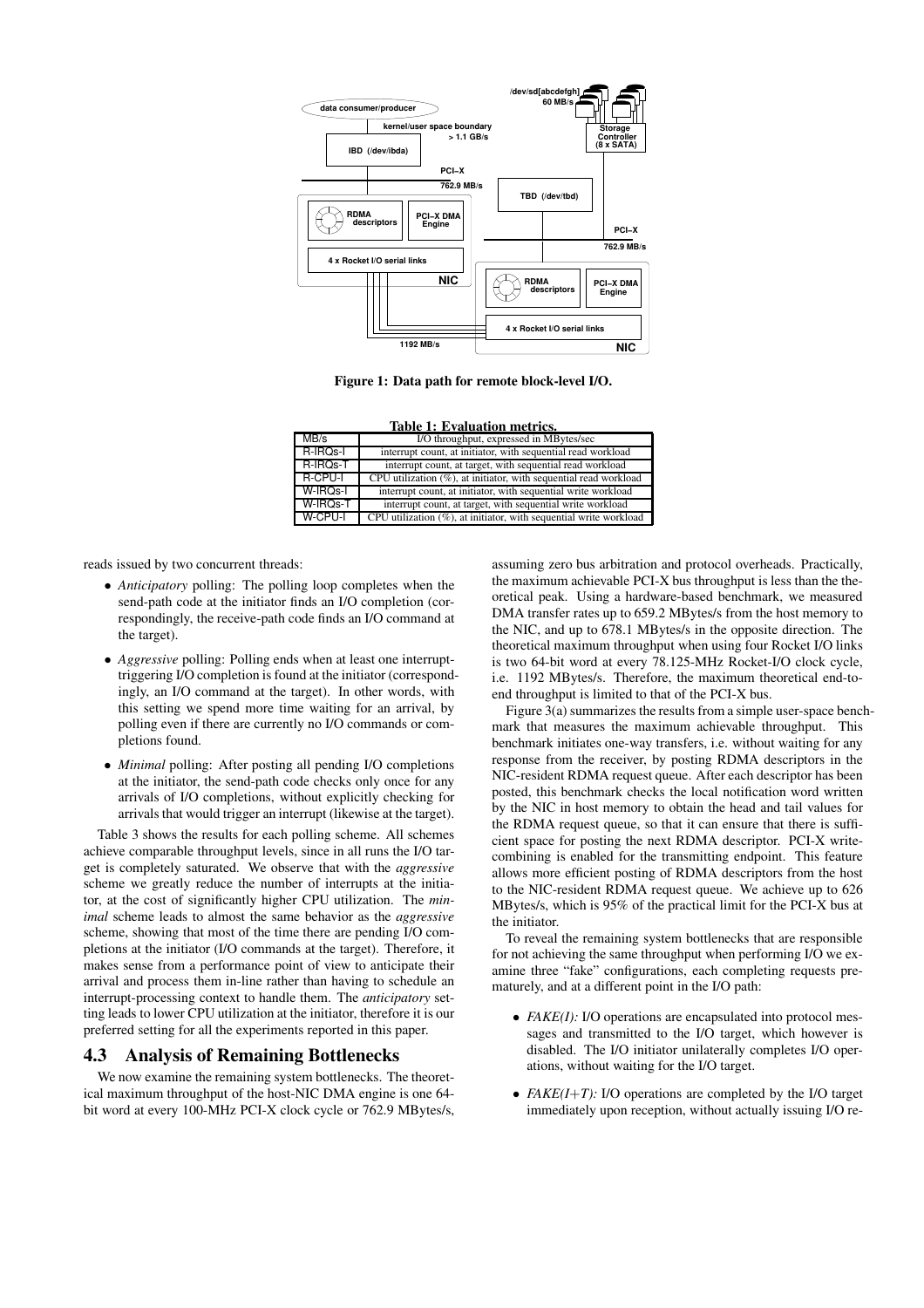Figure 1: Data path for remote block-level I/O.

**Table 1: Evaluation metrics.**

| MB/s | I/O throughput, expressed in MBytes/sec |
|---|---|
| R-IRQs-I | interrupt count, at initiator, with sequential read workload |
| R-IRQs-T | interrupt count, at target, with sequential read workload |
| R-CPU-I | CPU utilization (%), at initiator, with sequential read workload |
| W-IRQs-I | interrupt count, at initiator, with sequential write workload |
| W-IRQs-T | interrupt count, at target, with sequential write workload |
| W-CPU-I | CPU utilization (%), at initiator, with sequential write workload |

reads issued by two concurrent threads:

- *Anticipatory* polling: The polling loop completes when the send-path code at the initiator finds an I/O completion (correspondingly, the receive-path code finds an I/O command at the target).
- *Aggressive* polling: Polling ends when at least one interrupt-triggering I/O completion is found at the initiator (correspondingly, an I/O command at the target). In other words, with this setting we spend more time waiting for an arrival, by polling even if there are currently no I/O commands or completions found.
- *Minimal* polling: After posting all pending I/O completions at the initiator, the send-path code checks only once for any arrivals of I/O completions, without explicitly checking for arrivals that would trigger an interrupt (likewise at the target).

Table 3 shows the results for each polling scheme. All schemes achieve comparable throughput levels, since in all runs the I/O target is completely saturated. We observe that with the *aggressive* scheme we greatly reduce the number of interrupts at the initiator, at the cost of significantly higher CPU utilization. The *minimal* scheme leads to almost the same behavior as the *aggressive* scheme, showing that most of the time there are pending I/O completions at the initiator (I/O commands at the target). Therefore, it makes sense from a performance point of view to anticipate their arrival and process them in-line rather than having to schedule an interrupt-processing context to handle them. The *anticipatory* setting leads to lower CPU utilization at the initiator, therefore it is our preferred setting for all the experiments reported in this paper.

## 4.3 Analysis of Remaining Bottlenecks

We now examine the remaining system bottlenecks. The theoretical maximum throughput of the host-NIC DMA engine is one 64-bit word at every 100-MHz PCI-X clock cycle or 762.9 MBytes/s, assuming zero bus arbitration and protocol overheads. Practically, the maximum achievable PCI-X bus throughput is less than the theoretical peak. Using a hardware-based benchmark, we measured DMA transfer rates up to 659.2 MBytes/s from the host memory to the NIC, and up to 678.1 MBytes/s in the opposite direction. The theoretical maximum throughput when using four Rocket I/O links is two 64-bit word at every 78.125-MHz Rocket-I/O clock cycle, i.e. 1192 MBytes/s. Therefore, the maximum theoretical end-to-end throughput is limited to that of the PCI-X bus.

Figure 3(a) summarizes the results from a simple user-space benchmark that measures the maximum achievable throughput. This benchmark initiates one-way transfers, i.e. without waiting for any response from the receiver, by posting RDMA descriptors in the NIC-resident RDMA request queue. After each descriptor has been posted, this benchmark checks the local notification word written by the NIC in host memory to obtain the head and tail values for the RDMA request queue, so that it can ensure that there is sufficient space for posting the next RDMA descriptor. PCI-X write-combining is enabled for the transmitting endpoint. This feature allows more efficient posting of RDMA descriptors from the host to the NIC-resident RDMA request queue. We achieve up to 626 MBytes/s, which is 95% of the practical limit for the PCI-X bus at the initiator.

To reveal the remaining system bottlenecks that are responsible for not achieving the same throughput when performing I/O we examine three "fake" configurations, each completing requests prematurely, and at a different point in the I/O path:

- *FAKE(I):* I/O operations are encapsulated into protocol messages and transmitted to the I/O target, which however is disabled. The I/O initiator unilaterally completes I/O operations, without waiting for the I/O target.
- *FAKE(I+T):* I/O operations are completed by the I/O target immediately upon reception, without actually issuing I/O re-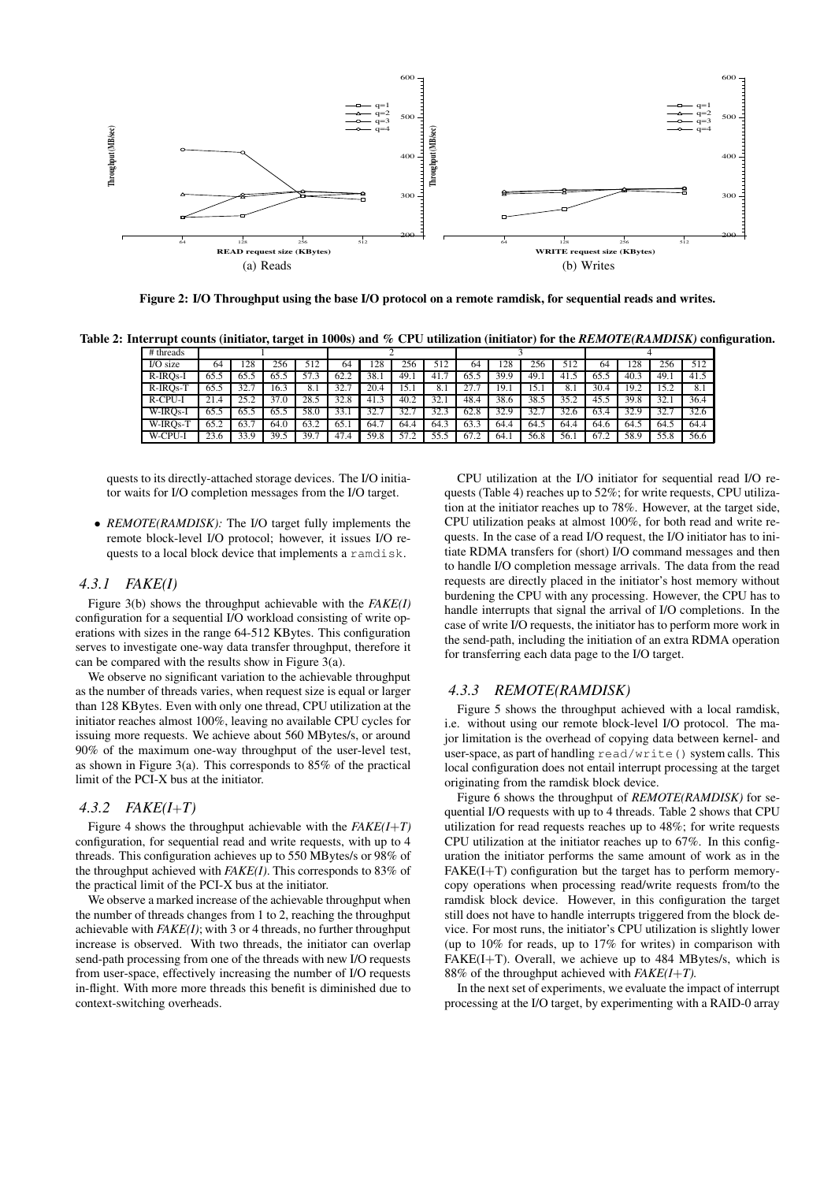(a) Reads

(b) Writes

**Figure 2: I/O Throughput using the base I/O protocol on a remote ramdisk, for sequential reads and writes.**

**Table 2: Interrupt counts (initiator, target in 1000s) and % CPU utilization (initiator) for the *REMOTE(RAMDISK)* configuration.**

| # threads | 1 | | | | 2 | | | | 3 | | | | 4 | | | |
|---|---|---|---|---|---|---|---|---|---|---|---|---|---|---|---|---|
| I/O size | 64 | 128 | 256 | 512 | 64 | 128 | 256 | 512 | 64 | 128 | 256 | 512 | 64 | 128 | 256 | 512 |
| R-IRQs-I | 65.5 | 65.5 | 65.5 | 57.3 | 62.2 | 38.1 | 49.1 | 41.7 | 65.5 | 39.9 | 49.1 | 41.5 | 65.5 | 40.3 | 49.1 | 41.5 |
| R-IRQs-T | 65.5 | 32.7 | 16.3 | 8.1 | 32.7 | 20.4 | 15.1 | 8.1 | 27.7 | 19.1 | 15.1 | 8.1 | 30.4 | 19.2 | 15.2 | 8.1 |
| R-CPU-I | 21.4 | 25.2 | 37.0 | 28.5 | 32.8 | 41.3 | 40.2 | 32.1 | 48.4 | 38.6 | 38.5 | 35.2 | 45.5 | 39.8 | 32.1 | 36.4 |
| W-IRQs-I | 65.5 | 65.5 | 65.5 | 58.0 | 33.1 | 32.7 | 32.7 | 32.3 | 62.8 | 32.9 | 32.7 | 32.6 | 63.4 | 32.9 | 32.7 | 32.6 |
| W-IRQs-T | 65.2 | 63.7 | 64.0 | 63.2 | 65.1 | 64.7 | 64.4 | 64.3 | 63.3 | 64.4 | 64.5 | 64.4 | 64.6 | 64.5 | 64.5 | 64.4 |
| W-CPU-I | 23.6 | 33.9 | 39.5 | 39.7 | 47.4 | 59.8 | 57.2 | 55.5 | 67.2 | 64.1 | 56.8 | 56.1 | 67.2 | 58.9 | 55.8 | 56.6 |

quests to its directly-attached storage devices. The I/O initiator waits for I/O completion messages from the I/O target.

- *REMOTE(RAMDISK):* The I/O target fully implements the remote block-level I/O protocol; however, it issues I/O requests to a local block device that implements a ramdisk.

### 4.3.1 FAKE(I)

Figure 3(b) shows the throughput achievable with the *FAKE(I)* configuration for a sequential I/O workload consisting of write operations with sizes in the range 64-512 KBytes. This configuration serves to investigate one-way data transfer throughput, therefore it can be compared with the results show in Figure 3(a).

We observe no significant variation to the achievable throughput as the number of threads varies, when request size is equal or larger than 128 KBytes. Even with only one thread, CPU utilization at the initiator reaches almost 100%, leaving no available CPU cycles for issuing more requests. We achieve about 560 MBytes/s, or around 90% of the maximum one-way throughput of the user-level test, as shown in Figure 3(a). This corresponds to 85% of the practical limit of the PCI-X bus at the initiator.

### 4.3.2 FAKE(I+T)

Figure 4 shows the throughput achievable with the *FAKE(I+T)* configuration, for sequential read and write requests, with up to 4 threads. This configuration achieves up to 550 MBytes/s or 98% of the throughput achieved with *FAKE(I)*. This corresponds to 83% of the practical limit of the PCI-X bus at the initiator.

We observe a marked increase of the achievable throughput when the number of threads changes from 1 to 2, reaching the throughput achievable with *FAKE(I)*; with 3 or 4 threads, no further throughput increase is observed. With two threads, the initiator can overlap send-path processing from one of the threads with new I/O requests from user-space, effectively increasing the number of I/O requests in-flight. With more more threads this benefit is diminished due to context-switching overheads.

CPU utilization at the I/O initiator for sequential read I/O requests (Table 4) reaches up to 52%; for write requests, CPU utilization at the initiator reaches up to 78%. However, at the target side, CPU utilization peaks at almost 100%, for both read and write requests. In the case of a read I/O request, the I/O initiator has to initiate RDMA transfers for (short) I/O command messages and then to handle I/O completion message arrivals. The data from the read requests are directly placed in the initiator's host memory without burdening the CPU with any processing. However, the CPU has to handle interrupts that signal the arrival of I/O completions. In the case of write I/O requests, the initiator has to perform more work in the send-path, including the initiation of an extra RDMA operation for transferring each data page to the I/O target.

### 4.3.3 REMOTE(RAMDISK)

Figure 5 shows the throughput achieved with a local ramdisk, i.e. without using our remote block-level I/O protocol. The major limitation is the overhead of copying data between kernel- and user-space, as part of handling read/write() system calls. This local configuration does not entail interrupt processing at the target originating from the ramdisk block device.

Figure 6 shows the throughput of *REMOTE(RAMDISK)* for sequential I/O requests with up to 4 threads. Table 2 shows that CPU utilization for read requests reaches up to 48%; for write requests CPU utilization at the initiator reaches up to 67%. In this configuration the initiator performs the same amount of work as in the FAKE(I+T) configuration but the target has to perform memory-copy operations when processing read/write requests from/to the ramdisk block device. However, in this configuration the target still does not have to handle interrupts triggered from the block device. For most runs, the initiator's CPU utilization is slightly lower (up to 10% for reads, up to 17% for writes) in comparison with FAKE(I+T). Overall, we achieve up to 484 MBytes/s, which is 88% of the throughput achieved with *FAKE(I+T)*.

In the next set of experiments, we evaluate the impact of interrupt processing at the I/O target, by experimenting with a RAID-0 array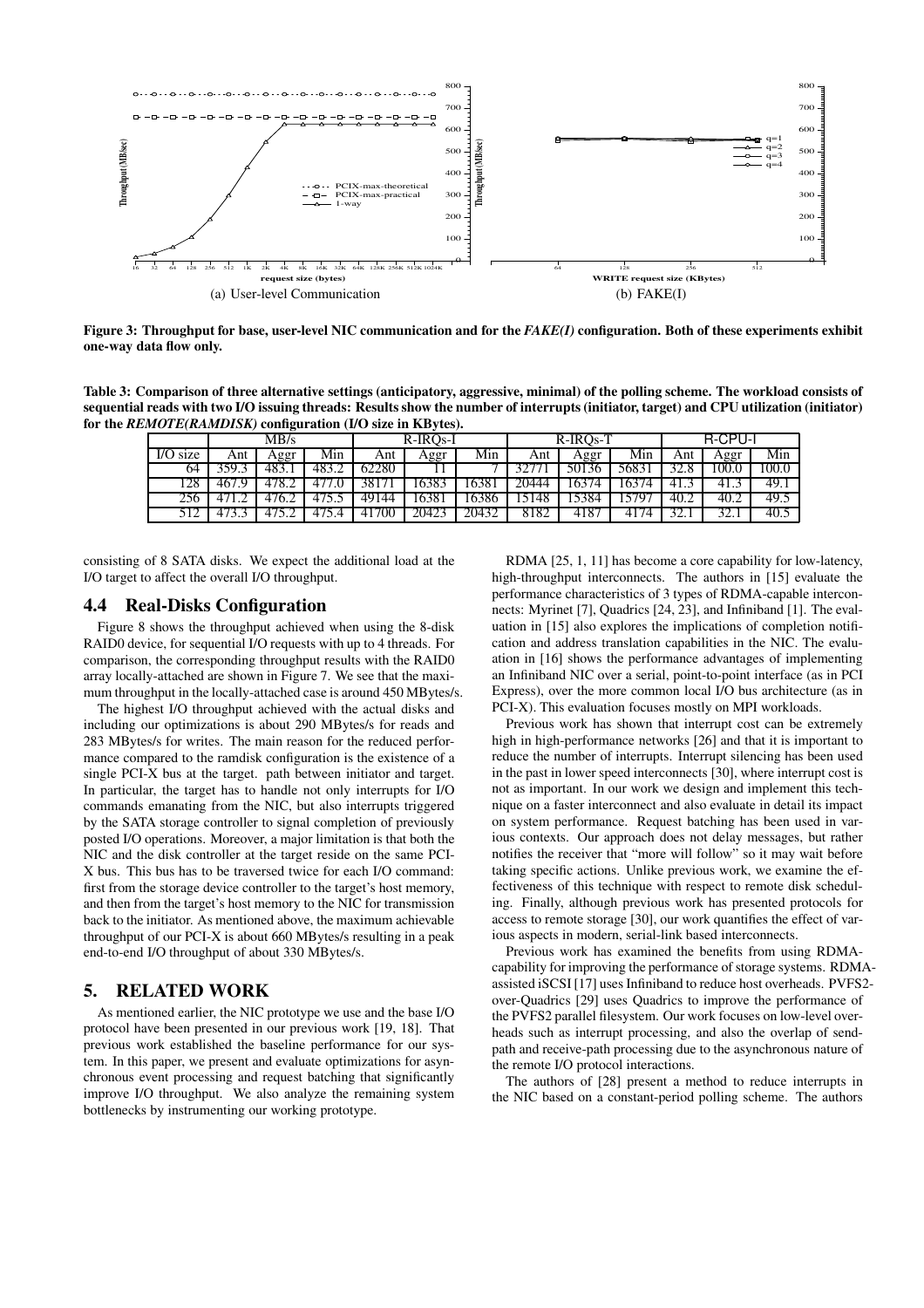(a) User-level Communication

(b) FAKE(I)

**Figure 3: Throughput for base, user-level NIC communication and for the *FAKE(I)* configuration. Both of these experiments exhibit one-way data flow only.**

**Table 3: Comparison of three alternative settings (anticipatory, aggressive, minimal) of the polling scheme. The workload consists of sequential reads with two I/O issuing threads: Results show the number of interrupts (initiator, target) and CPU utilization (initiator) for the *REMOTE(RAMDISK)* configuration (I/O size in KBytes).**

| | MB/s | | | R-IRQs-I | | | R-IRQs-T | | | R-CPU-I | | |
|---|---|---|---|---|---|---|---|---|---|---|---|---|
| I/O size | Ant | Aggr | Min | Ant | Aggr | Min | Ant | Aggr | Min | Ant | Aggr | Min |
| 64 | 359.3 | 483.1 | 483.2 | 62280 | 11 | 7 | 32771 | 50136 | 56831 | 32.8 | 100.0 | 100.0 |
| 128 | 467.9 | 478.2 | 477.0 | 38171 | 16383 | 16381 | 20444 | 16374 | 16374 | 41.3 | 41.3 | 49.1 |
| 256 | 471.2 | 476.2 | 475.5 | 49144 | 16381 | 16386 | 15148 | 15384 | 15797 | 40.2 | 40.2 | 49.5 |
| 512 | 473.3 | 475.2 | 475.4 | 41700 | 20423 | 20432 | 8182 | 4187 | 4174 | 32.1 | 32.1 | 40.5 |

consisting of 8 SATA disks. We expect the additional load at the I/O target to affect the overall I/O throughput.

## 4.4 Real-Disks Configuration

Figure 8 shows the throughput achieved when using the 8-disk RAID0 device, for sequential I/O requests with up to 4 threads. For comparison, the corresponding throughput results with the RAID0 array locally-attached are shown in Figure 7. We see that the maximum throughput in the locally-attached case is around 450 MBytes/s.

The highest I/O throughput achieved with the actual disks and including our optimizations is about 290 MBytes/s for reads and 283 MBytes/s for writes. The main reason for the reduced performance compared to the ramdisk configuration is the existence of a single PCI-X bus at the target. path between initiator and target. In particular, the target has to handle not only interrupts for I/O commands emanating from the NIC, but also interrupts triggered by the SATA storage controller to signal completion of previously posted I/O operations. Moreover, a major limitation is that both the NIC and the disk controller at the target reside on the same PCI-X bus. This bus has to be traversed twice for each I/O command: first from the storage device controller to the target's host memory, and then from the target's host memory to the NIC for transmission back to the initiator. As mentioned above, the maximum achievable throughput of our PCI-X is about 660 MBytes/s resulting in a peak end-to-end I/O throughput of about 330 MBytes/s.

# 5. RELATED WORK

As mentioned earlier, the NIC prototype we use and the base I/O protocol have been presented in our previous work [19, 18]. That previous work established the baseline performance for our system. In this paper, we present and evaluate optimizations for asynchronous event processing and request batching that significantly improve I/O throughput. We also analyze the remaining system bottlenecks by instrumenting our working prototype.

RDMA [25, 1, 11] has become a core capability for low-latency, high-throughput interconnects. The authors in [15] evaluate the performance characteristics of 3 types of RDMA-capable interconnects: Myrinet [7], Quadrics [24, 23], and Infiniband [1]. The evaluation in [15] also explores the implications of completion notification and address translation capabilities in the NIC. The evaluation in [16] shows the performance advantages of implementing an Infiniband NIC over a serial, point-to-point interface (as in PCI Express), over the more common local I/O bus architecture (as in PCI-X). This evaluation focuses mostly on MPI workloads.

Previous work has shown that interrupt cost can be extremely high in high-performance networks [26] and that it is important to reduce the number of interrupts. Interrupt silencing has been used in the past in lower speed interconnects [30], where interrupt cost is not as important. In our work we design and implement this technique on a faster interconnect and also evaluate in detail its impact on system performance. Request batching has been used in various contexts. Our approach does not delay messages, but rather notifies the receiver that "more will follow" so it may wait before taking specific actions. Unlike previous work, we examine the effectiveness of this technique with respect to remote disk scheduling. Finally, although previous work has presented protocols for access to remote storage [30], our work quantifies the effect of various aspects in modern, serial-link based interconnects.

Previous work has examined the benefits from using RDMA-capability for improving the performance of storage systems. RDMA-assisted iSCSI [17] uses Infiniband to reduce host overheads. PVFS2-over-Quadrics [29] uses Quadrics to improve the performance of the PVFS2 parallel filesystem. Our work focuses on low-level overheads such as interrupt processing, and also the overlap of send-path and receive-path processing due to the asynchronous nature of the remote I/O protocol interactions.

The authors of [28] present a method to reduce interrupts in the NIC based on a constant-period polling scheme. The authors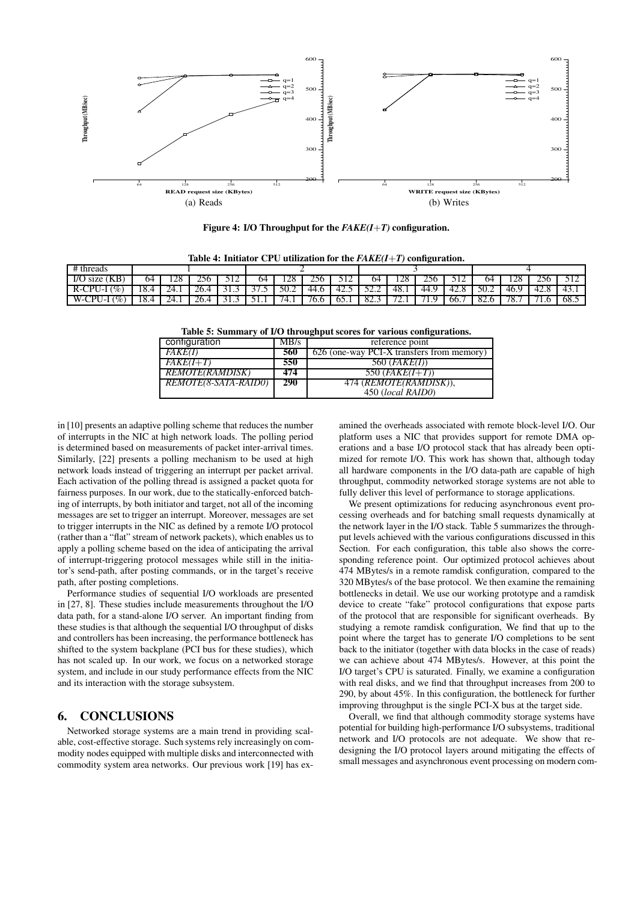Figure 4: I/O Throughput for the *FAKE(I+T)* configuration.

(a) Reads

(b) Writes

**Table 4: Initiator CPU utilization for the *FAKE(I+T)* configuration.**

| # threads | 1 | | | | 2 | | | | 3 | | | | 4 | | | |
|---|---|---|---|---|---|---|---|---|---|---|---|---|---|---|---|---|
| I/O size (KB) | 64 | 128 | 256 | 512 | 64 | 128 | 256 | 512 | 64 | 128 | 256 | 512 | 64 | 128 | 256 | 512 |
| R-CPU-I (%) | 18.4 | 24.1 | 26.4 | 31.3 | 37.5 | 50.2 | 44.6 | 42.5 | 52.2 | 48.1 | 44.9 | 42.8 | 50.2 | 46.9 | 42.8 | 43.1 |
| W-CPU-I (%) | 18.4 | 24.1 | 26.4 | 31.3 | 51.1 | 74.1 | 76.6 | 65.1 | 82.3 | 72.1 | 71.9 | 66.7 | 82.6 | 78.7 | 71.6 | 68.5 |

**Table 5: Summary of I/O throughput scores for various configurations.**

| configuration | MB/s | reference point |
|---|---|---|
| *FAKE(I)* | **560** | 626 (one-way PCI-X transfers from memory) |
| *FAKE(I+T)* | **550** | 560 (*FAKE(I)*) |
| *REMOTE(RAMDISK)* | **474** | 550 (*FAKE(I+T)*) |
| *REMOTE(8-SATA-RAID0)* | **290** | 474 (*REMOTE(RAMDISK)*), 450 (*local RAID0*) |

in [10] presents an adaptive polling scheme that reduces the number of interrupts in the NIC at high network loads. The polling period is determined based on measurements of packet inter-arrival times. Similarly, [22] presents a polling mechanism to be used at high network loads instead of triggering an interrupt per packet arrival. Each activation of the polling thread is assigned a packet quota for fairness purposes. In our work, due to the statically-enforced batching of interrupts, by both initiator and target, not all of the incoming messages are set to trigger an interrupt. Moreover, messages are set to trigger interrupts in the NIC as defined by a remote I/O protocol (rather than a "flat" stream of network packets), which enables us to apply a polling scheme based on the idea of anticipating the arrival of interrupt-triggering protocol messages while still in the initiator's send-path, after posting commands, or in the target's receive path, after posting completions.

Performance studies of sequential I/O workloads are presented in [27, 8]. These studies include measurements throughout the I/O data path, for a stand-alone I/O server. An important finding from these studies is that although the sequential I/O throughput of disks and controllers has been increasing, the performance bottleneck has shifted to the system backplane (PCI bus for these studies), which has not scaled up. In our work, we focus on a networked storage system, and include in our study performance effects from the NIC and its interaction with the storage subsystem.

## 6. CONCLUSIONS

Networked storage systems are a main trend in providing scalable, cost-effective storage. Such systems rely increasingly on commodity nodes equipped with multiple disks and interconnected with commodity system area networks. Our previous work [19] has examined the overheads associated with remote block-level I/O. Our platform uses a NIC that provides support for remote DMA operations and a base I/O protocol stack that has already been optimized for remote I/O. This work has shown that, although today all hardware components in the I/O data-path are capable of high throughput, commodity networked storage systems are not able to fully deliver this level of performance to storage applications.

We present optimizations for reducing asynchronous event processing overheads and for batching small requests dynamically at the network layer in the I/O stack. Table 5 summarizes the throughput levels achieved with the various configurations discussed in this Section. For each configuration, this table also shows the corresponding reference point. Our optimized protocol achieves about 474 MBytes/s in a remote ramdisk configuration, compared to the 320 MBytes/s of the base protocol. We then examine the remaining bottlenecks in detail. We use our working prototype and a ramdisk device to create "fake" protocol configurations that expose parts of the protocol that are responsible for significant overheads. By studying a remote ramdisk configuration, We find that up to the point where the target has to generate I/O completions to be sent back to the initiator (together with data blocks in the case of reads) we can achieve about 474 MBytes/s. However, at this point the I/O target's CPU is saturated. Finally, we examine a configuration with real disks, and we find that throughput increases from 200 to 290, by about 45%. In this configuration, the bottleneck for further improving throughput is the single PCI-X bus at the target side.

Overall, we find that although commodity storage systems have potential for building high-performance I/O subsystems, traditional network and I/O protocols are not adequate. We show that redesigning the I/O protocol layers around mitigating the effects of small messages and asynchronous event processing on modern com-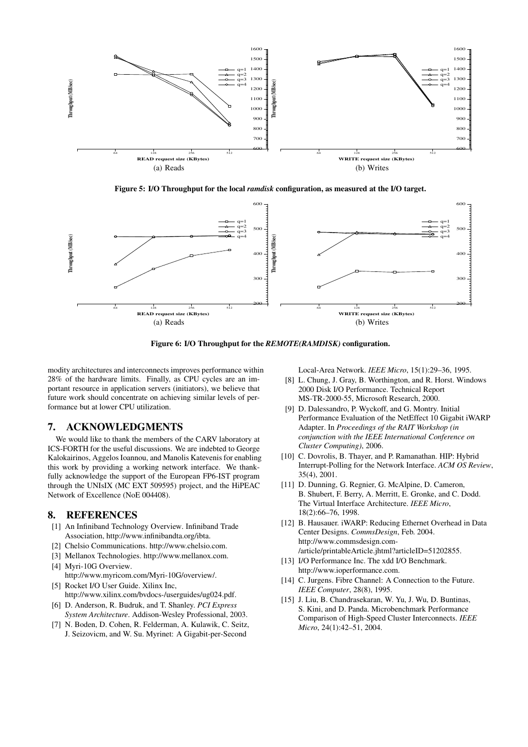Figure 5: I/O Throughput for the local *ramdisk* configuration, as measured at the I/O target.

(a) Reads

(b) Writes

Figure 6: I/O Throughput for the *REMOTE(RAMDISK)* configuration.

(a) Reads

(b) Writes

modity architectures and interconnects improves performance within 28% of the hardware limits. Finally, as CPU cycles are an important resource in application servers (initiators), we believe that future work should concentrate on achieving similar levels of performance but at lower CPU utilization.

# 7. ACKNOWLEDGMENTS

We would like to thank the members of the CARV laboratory at ICS-FORTH for the useful discussions. We are indebted to George Kalokairinos, Aggelos Ioannou, and Manolis Katevenis for enabling this work by providing a working network interface. We thankfully acknowledge the support of the European FP6-IST program through the UNIsIX (MC EXT 509595) project, and the HiPEAC Network of Excellence (NoE 004408).

# 8. REFERENCES

[1] An Infiniband Technology Overview. Infiniband Trade Association, http://www.infinibandta.org/ibta.

[2] Chelsio Communications. http://www.chelsio.com.

[3] Mellanox Technologies. http://www.mellanox.com.

[4] Myri-10G Overview. http://www.myricom.com/Myri-10G/overview/.

[5] Rocket I/O User Guide. Xilinx Inc, http://www.xilinx.com/bvdocs-/userguides/ug024.pdf.

[6] D. Anderson, R. Budruk, and T. Shanley. *PCI Express System Architecture*. Addison-Wesley Professional, 2003.

[7] N. Boden, D. Cohen, R. Felderman, A. Kulawik, C. Seitz, J. Seizovicm, and W. Su. Myrinet: A Gigabit-per-Second Local-Area Network. *IEEE Micro*, 15(1):29–36, 1995.

[8] L. Chung, J. Gray, B. Worthington, and R. Horst. Windows 2000 Disk I/O Performance. Technical Report MS-TR-2000-55, Microsoft Research, 2000.

[9] D. Dalessandro, P. Wyckoff, and G. Montry. Initial Performance Evaluation of the NetEffect 10 Gigabit iWARP Adapter. In *Proceedings of the RAIT Workshop (in conjunction with the IEEE International Conference on Cluster Computing)*, 2006.

[10] C. Dovrolis, B. Thayer, and P. Ramanathan. HIP: Hybrid Interrupt-Polling for the Network Interface. *ACM OS Review*, 35(4), 2001.

[11] D. Dunning, G. Regnier, G. McAlpine, D. Cameron, B. Shubert, F. Berry, A. Merritt, E. Gronke, and C. Dodd. The Virtual Interface Architecture. *IEEE Micro*, 18(2):66–76, 1998.

[12] B. Hausauer. iWARP: Reducing Ethernet Overhead in Data Center Designs. *CommsDesign*, Feb. 2004. http://www.commsdesign.com-/article/printableArticle.jhtml?articleID=51202855.

[13] I/O Performance Inc. The xdd I/O Benchmark. http://www.ioperformance.com.

[14] C. Jurgens. Fibre Channel: A Connection to the Future. *IEEE Computer*, 28(8), 1995.

[15] J. Liu, B. Chandrasekaran, W. Yu, J. Wu, D. Buntinas, S. Kini, and D. Panda. Microbenchmark Performance Comparison of High-Speed Cluster Interconnects. *IEEE Micro*, 24(1):42–51, 2004.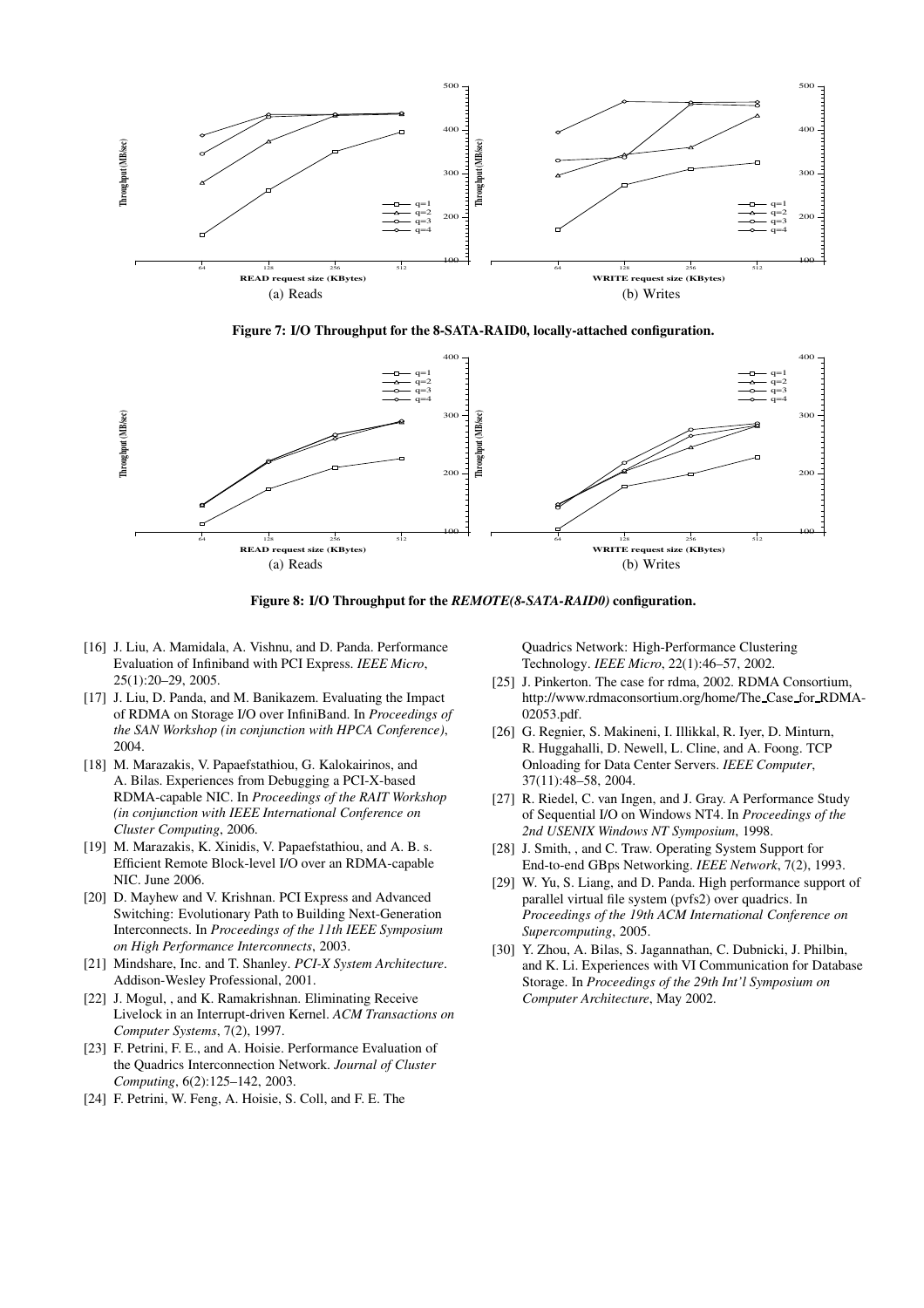Throughput (MB/sec)

500
400
300
200
100

64 128 256 512

READ request size (KBytes)

q=1
q=2
q=3
q=4

(a) Reads

Throughput (MB/sec)

500
400
300
200
100

64 128 256 512

WRITE request size (KBytes)

q=1
q=2
q=3
q=4

(b) Writes

**Figure 7: I/O Throughput for the 8-SATA-RAID0, locally-attached configuration.**

Throughput (MB/sec)

400
300
200
100

64 128 256 512

READ request size (KBytes)

q=1
q=2
q=3
q=4

(a) Reads

Throughput (MB/sec)

400
300
200
100

64 128 256 512

WRITE request size (KBytes)

q=1
q=2
q=3
q=4

(b) Writes

**Figure 8: I/O Throughput for the *REMOTE(8-SATA-RAID0)* configuration.**

[16] J. Liu, A. Mamidala, A. Vishnu, and D. Panda. Performance Evaluation of Infiniband with PCI Express. *IEEE Micro*, 25(1):20–29, 2005.

[17] J. Liu, D. Panda, and M. Banikazem. Evaluating the Impact of RDMA on Storage I/O over InfiniBand. In *Proceedings of the SAN Workshop (in conjunction with HPCA Conference)*, 2004.

[18] M. Marazakis, V. Papaefstathiou, G. Kalokairinos, and A. Bilas. Experiences from Debugging a PCI-X-based RDMA-capable NIC. In *Proceedings of the RAIT Workshop (in conjunction with IEEE International Conference on Cluster Computing*, 2006.

[19] M. Marazakis, K. Xinidis, V. Papaefstathiou, and A. B. s. Efficient Remote Block-level I/O over an RDMA-capable NIC. June 2006.

[20] D. Mayhew and V. Krishnan. PCI Express and Advanced Switching: Evolutionary Path to Building Next-Generation Interconnects. In *Proceedings of the 11th IEEE Symposium on High Performance Interconnects*, 2003.

[21] Mindshare, Inc. and T. Shanley. *PCI-X System Architecture*. Addison-Wesley Professional, 2001.

[22] J. Mogul, , and K. Ramakrishnan. Eliminating Receive Livelock in an Interrupt-driven Kernel. *ACM Transactions on Computer Systems*, 7(2), 1997.

[23] F. Petrini, F. E., and A. Hoisie. Performance Evaluation of the Quadrics Interconnection Network. *Journal of Cluster Computing*, 6(2):125–142, 2003.

[24] F. Petrini, W. Feng, A. Hoisie, S. Coll, and F. E. The Quadrics Network: High-Performance Clustering Technology. *IEEE Micro*, 22(1):46–57, 2002.

[25] J. Pinkerton. The case for rdma, 2002. RDMA Consortium, http://www.rdmaconsortium.org/home/The_Case_for_RDMA-02053.pdf.

[26] G. Regnier, S. Makineni, I. Illikkal, R. Iyer, D. Minturn, R. Huggahalli, D. Newell, L. Cline, and A. Foong. TCP Onloading for Data Center Servers. *IEEE Computer*, 37(11):48–58, 2004.

[27] R. Riedel, C. van Ingen, and J. Gray. A Performance Study of Sequential I/O on Windows NT4. In *Proceedings of the 2nd USENIX Windows NT Symposium*, 1998.

[28] J. Smith, , and C. Traw. Operating System Support for End-to-end GBps Networking. *IEEE Network*, 7(2), 1993.

[29] W. Yu, S. Liang, and D. Panda. High performance support of parallel virtual file system (pvfs2) over quadrics. In *Proceedings of the 19th ACM International Conference on Supercomputing*, 2005.

[30] Y. Zhou, A. Bilas, S. Jagannathan, C. Dubnicki, J. Philbin, and K. Li. Experiences with VI Communication for Database Storage. In *Proceedings of the 29th Int'l Symposium on Computer Architecture*, May 2002.